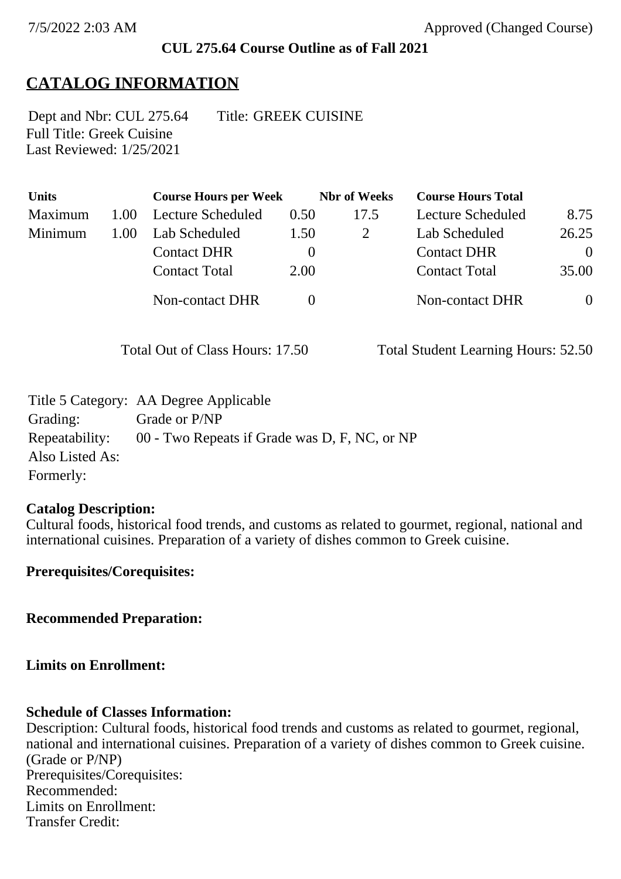7/5/2022 2:03 AM Approved (Changed Course)

**CUL 275.64 Course Outline as of Fall 2021**

# CATALOG INFORMATION

Dept and Nbr: CUL 275.64 Title: GREEK CUISINE
Full Title: Greek Cuisine
Last Reviewed: 1/25/2021

| Units | | Course Hours per Week | | Nbr of Weeks | Course Hours Total | |
|---|---|---|---|---|---|---|
| Maximum | 1.00 | Lecture Scheduled | 0.50 | 17.5 | Lecture Scheduled | 8.75 |
| Minimum | 1.00 | Lab Scheduled | 1.50 | 2 | Lab Scheduled | 26.25 |
| | | Contact DHR | 0 | | Contact DHR | 0 |
| | | Contact Total | 2.00 | | Contact Total | 35.00 |
| | | Non-contact DHR | 0 | | Non-contact DHR | 0 |

Total Out of Class Hours: 17.50 Total Student Learning Hours: 52.50

Title 5 Category: AA Degree Applicable
Grading: Grade or P/NP
Repeatability: 00 - Two Repeats if Grade was D, F, NC, or NP
Also Listed As:
Formerly:

**Catalog Description:**
Cultural foods, historical food trends, and customs as related to gourmet, regional, national and international cuisines. Preparation of a variety of dishes common to Greek cuisine.

**Prerequisites/Corequisites:**

**Recommended Preparation:**

**Limits on Enrollment:**

**Schedule of Classes Information:**
Description: Cultural foods, historical food trends and customs as related to gourmet, regional, national and international cuisines. Preparation of a variety of dishes common to Greek cuisine. (Grade or P/NP)
Prerequisites/Corequisites:
Recommended:
Limits on Enrollment:
Transfer Credit: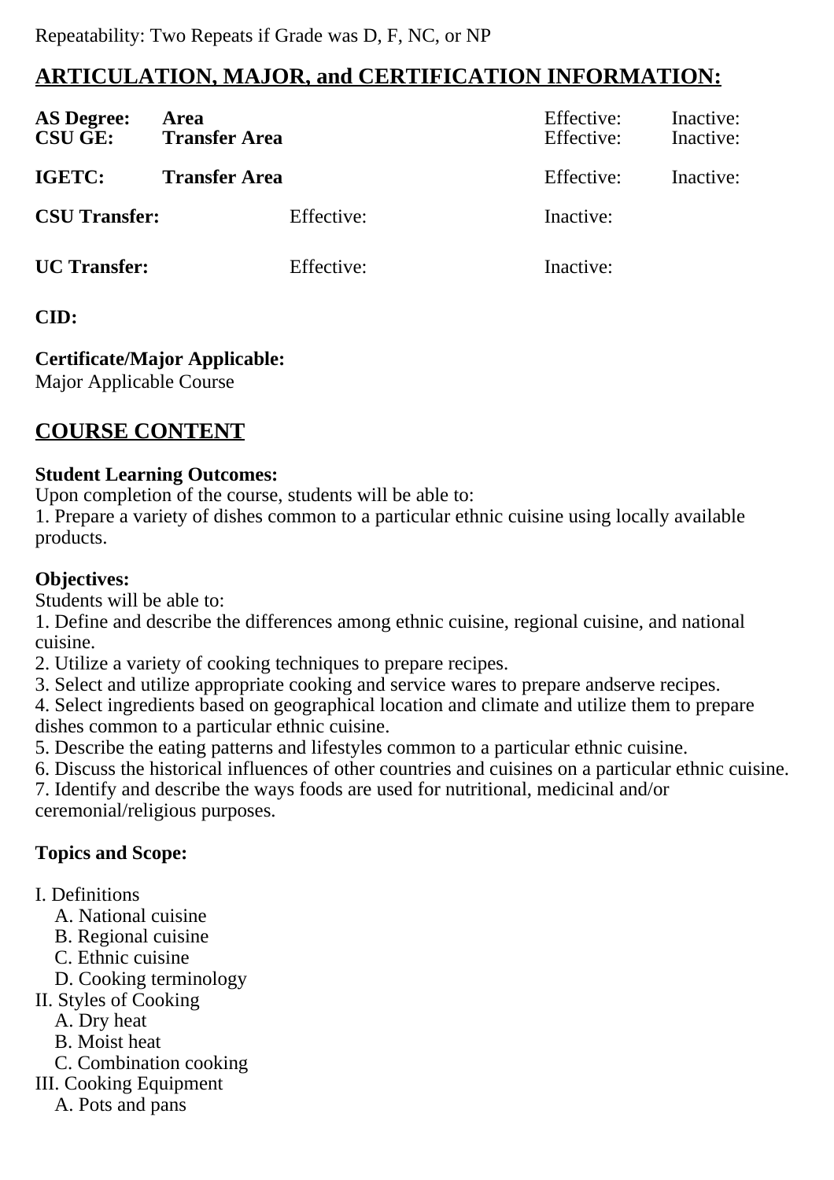Repeatability: Two Repeats if Grade was D, F, NC, or NP

## ARTICULATION, MAJOR, and CERTIFICATION INFORMATION:

| | | | | |
|---|---|---|---|---|
| **AS Degree:** | **Area** | | Effective: | Inactive: |
| **CSU GE:** | **Transfer Area** | | Effective: | Inactive: |
| **IGETC:** | **Transfer Area** | | Effective: | Inactive: |
| **CSU Transfer:** | | Effective: | Inactive: | |
| **UC Transfer:** | | Effective: | Inactive: | |

**CID:**

**Certificate/Major Applicable:**
Major Applicable Course

## COURSE CONTENT

**Student Learning Outcomes:**
Upon completion of the course, students will be able to:
1. Prepare a variety of dishes common to a particular ethnic cuisine using locally available products.

**Objectives:**
Students will be able to:
1. Define and describe the differences among ethnic cuisine, regional cuisine, and national cuisine.
2. Utilize a variety of cooking techniques to prepare recipes.
3. Select and utilize appropriate cooking and service wares to prepare andserve recipes.
4. Select ingredients based on geographical location and climate and utilize them to prepare dishes common to a particular ethnic cuisine.
5. Describe the eating patterns and lifestyles common to a particular ethnic cuisine.
6. Discuss the historical influences of other countries and cuisines on a particular ethnic cuisine.
7. Identify and describe the ways foods are used for nutritional, medicinal and/or ceremonial/religious purposes.

**Topics and Scope:**

I. Definitions
  A. National cuisine
  B. Regional cuisine
  C. Ethnic cuisine
  D. Cooking terminology
II. Styles of Cooking
  A. Dry heat
  B. Moist heat
  C. Combination cooking
III. Cooking Equipment
  A. Pots and pans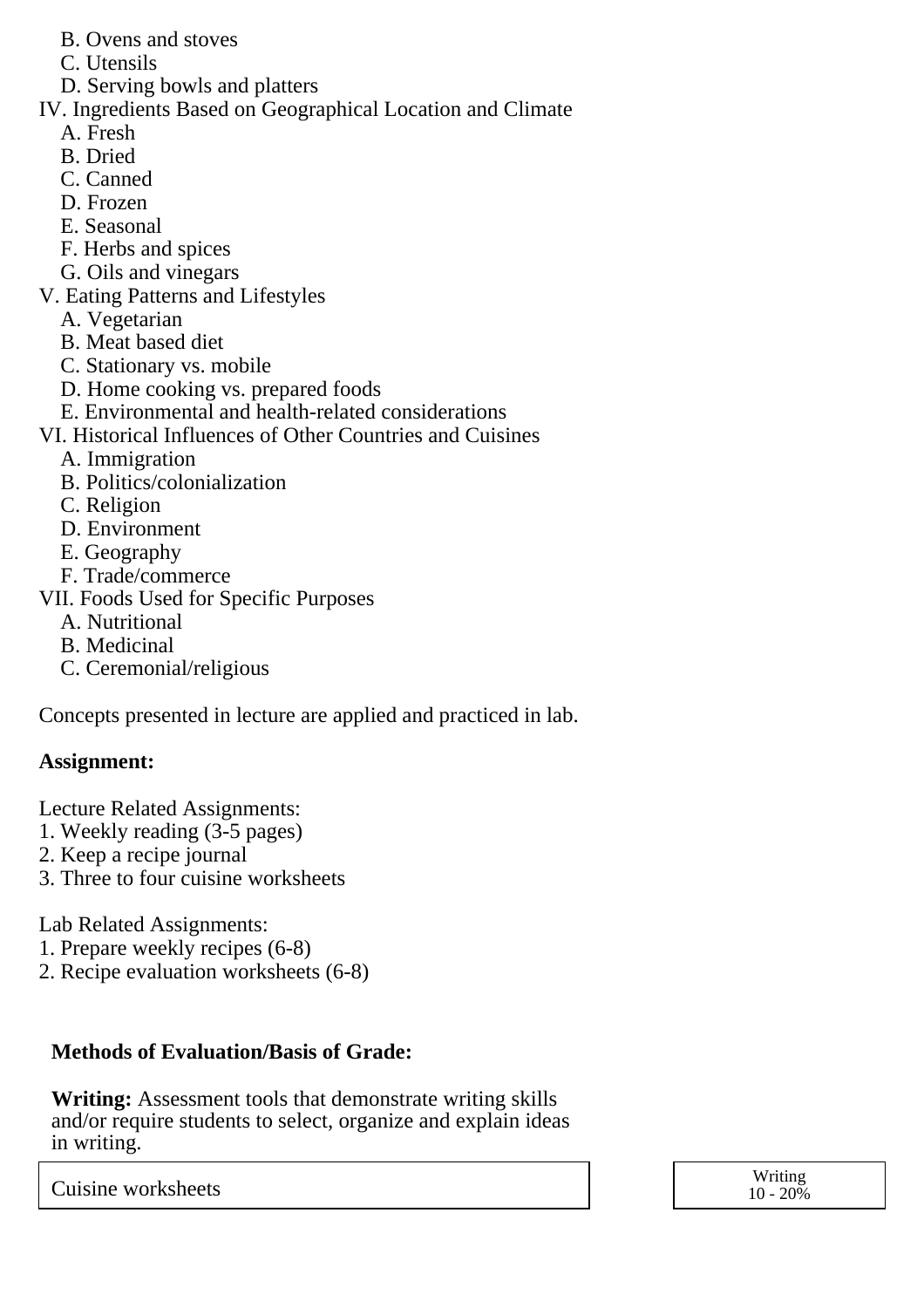B. Ovens and stoves
   C. Utensils
   D. Serving bowls and platters

IV. Ingredients Based on Geographical Location and Climate
   A. Fresh
   B. Dried
   C. Canned
   D. Frozen
   E. Seasonal
   F. Herbs and spices
   G. Oils and vinegars

V. Eating Patterns and Lifestyles
   A. Vegetarian
   B. Meat based diet
   C. Stationary vs. mobile
   D. Home cooking vs. prepared foods
   E. Environmental and health-related considerations

VI. Historical Influences of Other Countries and Cuisines
   A. Immigration
   B. Politics/colonialization
   C. Religion
   D. Environment
   E. Geography
   F. Trade/commerce

VII. Foods Used for Specific Purposes
   A. Nutritional
   B. Medicinal
   C. Ceremonial/religious

Concepts presented in lecture are applied and practiced in lab.

**Assignment:**

Lecture Related Assignments:
1. Weekly reading (3-5 pages)
2. Keep a recipe journal
3. Three to four cuisine worksheets

Lab Related Assignments:
1. Prepare weekly recipes (6-8)
2. Recipe evaluation worksheets (6-8)

**Methods of Evaluation/Basis of Grade:**

**Writing:** Assessment tools that demonstrate writing skills and/or require students to select, organize and explain ideas in writing.

| Cuisine worksheets | Writing 10 - 20% |
|---|---|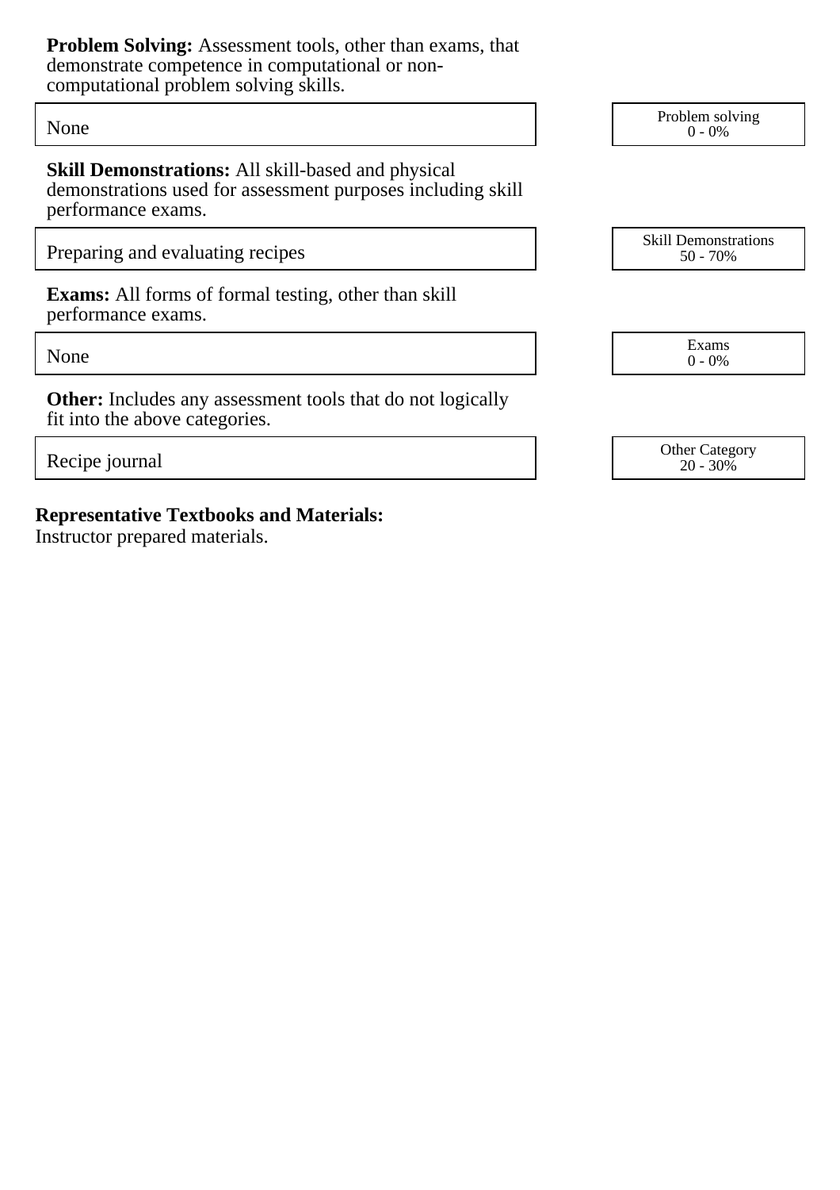**Problem Solving:** Assessment tools, other than exams, that demonstrate competence in computational or non-computational problem solving skills.

| | |
|---|---|
| None | Problem solving<br>0 - 0% |

**Skill Demonstrations:** All skill-based and physical demonstrations used for assessment purposes including skill performance exams.

| | |
|---|---|
| Preparing and evaluating recipes | Skill Demonstrations<br>50 - 70% |

**Exams:** All forms of formal testing, other than skill performance exams.

| | |
|---|---|
| None | Exams<br>0 - 0% |

**Other:** Includes any assessment tools that do not logically fit into the above categories.

| | |
|---|---|
| Recipe journal | Other Category<br>20 - 30% |

**Representative Textbooks and Materials:**
Instructor prepared materials.